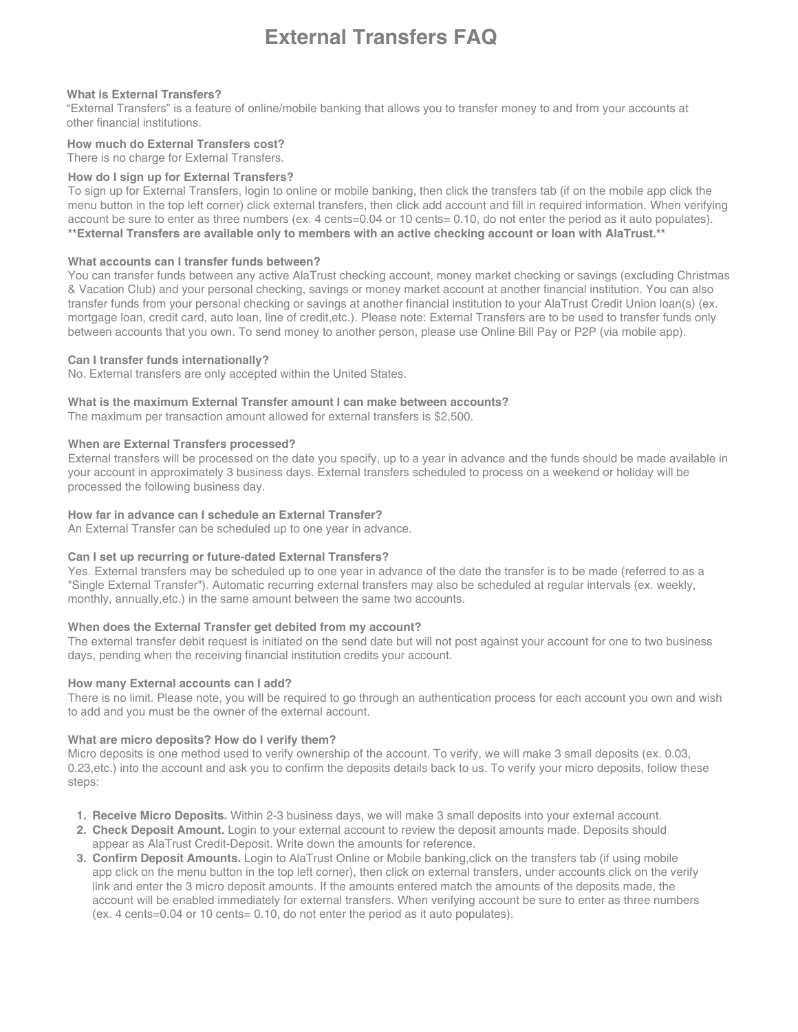# External Transfers FAQ

**What is External Transfers?**
“External Transfers” is a feature of online/mobile banking that allows you to transfer money to and from your accounts at other financial institutions.

**How much do External Transfers cost?**
There is no charge for External Transfers.

**How do I sign up for External Transfers?**
To sign up for External Transfers, login to online or mobile banking, then click the transfers tab (if on the mobile app click the menu button in the top left corner) click external transfers, then click add account and fill in required information. When verifying account be sure to enter as three numbers (ex. 4 cents=0.04 or 10 cents= 0.10, do not enter the period as it auto populates).
**\*\*External Transfers are available only to members with an active checking account or loan with AlaTrust.\*\***

**What accounts can I transfer funds between?**
You can transfer funds between any active AlaTrust checking account, money market checking or savings (excluding Christmas & Vacation Club) and your personal checking, savings or money market account at another financial institution. You can also transfer funds from your personal checking or savings at another financial institution to your AlaTrust Credit Union loan(s) (ex. mortgage loan, credit card, auto loan, line of credit,etc.). Please note: External Transfers are to be used to transfer funds only between accounts that you own. To send money to another person, please use Online Bill Pay or P2P (via mobile app).

**Can I transfer funds internationally?**
No. External transfers are only accepted within the United States.

**What is the maximum External Transfer amount I can make between accounts?**
The maximum per transaction amount allowed for external transfers is $2,500.

**When are External Transfers processed?**
External transfers will be processed on the date you specify, up to a year in advance and the funds should be made available in your account in approximately 3 business days. External transfers scheduled to process on a weekend or holiday will be processed the following business day.

**How far in advance can I schedule an External Transfer?**
An External Transfer can be scheduled up to one year in advance.

**Can I set up recurring or future-dated External Transfers?**
Yes. External transfers may be scheduled up to one year in advance of the date the transfer is to be made (referred to as a "Single External Transfer"). Automatic recurring external transfers may also be scheduled at regular intervals (ex. weekly, monthly, annually,etc.) in the same amount between the same two accounts.

**When does the External Transfer get debited from my account?**
The external transfer debit request is initiated on the send date but will not post against your account for one to two business days, pending when the receiving financial institution credits your account.

**How many External accounts can I add?**
There is no limit. Please note, you will be required to go through an authentication process for each account you own and wish to add and you must be the owner of the external account.

**What are micro deposits? How do I verify them?**
Micro deposits is one method used to verify ownership of the account. To verify, we will make 3 small deposits (ex. 0.03, 0.23,etc.) into the account and ask you to confirm the deposits details back to us. To verify your micro deposits, follow these steps:

1. **Receive Micro Deposits.** Within 2-3 business days, we will make 3 small deposits into your external account.
2. **Check Deposit Amount.** Login to your external account to review the deposit amounts made. Deposits should appear as AlaTrust Credit-Deposit. Write down the amounts for reference.
3. **Confirm Deposit Amounts.** Login to AlaTrust Online or Mobile banking,click on the transfers tab (if using mobile app click on the menu button in the top left corner), then click on external transfers, under accounts click on the verify link and enter the 3 micro deposit amounts. If the amounts entered match the amounts of the deposits made, the account will be enabled immediately for external transfers. When verifying account be sure to enter as three numbers (ex. 4 cents=0.04 or 10 cents= 0.10, do not enter the period as it auto populates).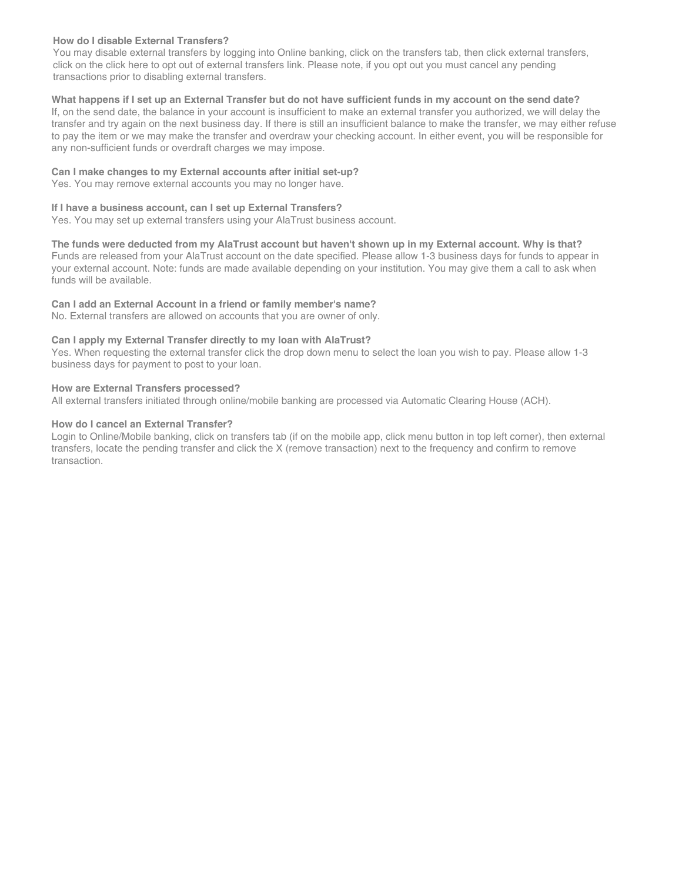**How do I disable External Transfers?**

You may disable external transfers by logging into Online banking, click on the transfers tab, then click external transfers, click on the click here to opt out of external transfers link. Please note, if you opt out you must cancel any pending transactions prior to disabling external transfers.

**What happens if I set up an External Transfer but do not have sufficient funds in my account on the send date?**

If, on the send date, the balance in your account is insufficient to make an external transfer you authorized, we will delay the transfer and try again on the next business day. If there is still an insufficient balance to make the transfer, we may either refuse to pay the item or we may make the transfer and overdraw your checking account. In either event, you will be responsible for any non-sufficient funds or overdraft charges we may impose.

**Can I make changes to my External accounts after initial set-up?**

Yes. You may remove external accounts you may no longer have.

**If I have a business account, can I set up External Transfers?**

Yes. You may set up external transfers using your AlaTrust business account.

**The funds were deducted from my AlaTrust account but haven't shown up in my External account. Why is that?**

Funds are released from your AlaTrust account on the date specified. Please allow 1-3 business days for funds to appear in your external account. Note: funds are made available depending on your institution. You may give them a call to ask when funds will be available.

**Can I add an External Account in a friend or family member's name?**

No. External transfers are allowed on accounts that you are owner of only.

**Can I apply my External Transfer directly to my loan with AlaTrust?**

Yes. When requesting the external transfer click the drop down menu to select the loan you wish to pay. Please allow 1-3 business days for payment to post to your loan.

**How are External Transfers processed?**

All external transfers initiated through online/mobile banking are processed via Automatic Clearing House (ACH).

**How do I cancel an External Transfer?**

Login to Online/Mobile banking, click on transfers tab (if on the mobile app, click menu button in top left corner), then external transfers, locate the pending transfer and click the X (remove transaction) next to the frequency and confirm to remove transaction.